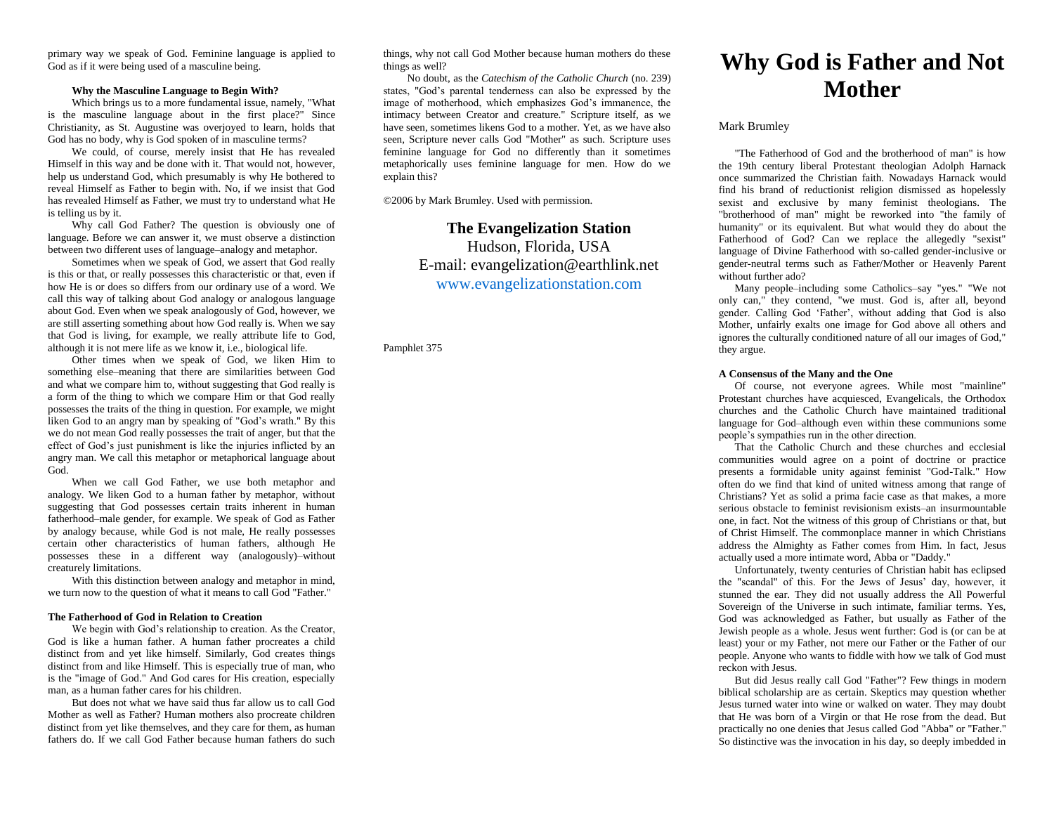primary way we speak of God. Feminine language is applied to God as if it were being used of a masculine being.

**Why the Masculine Language to Begin With?**

Which brings us to a more fundamental issue, namely, "What is the masculine language about in the first place?" Since Christianity, as St. Augustine was overjoyed to learn, holds that God has no body, why is God spoken of in masculine terms?

We could, of course, merely insist that He has revealed Himself in this way and be done with it. That would not, however, help us understand God, which presumably is why He bothered to reveal Himself as Father to begin with. No, if we insist that God has revealed Himself as Father, we must try to understand what He is telling us by it.

Why call God Father? The question is obviously one of language. Before we can answer it, we must observe a distinction between two different uses of language–analogy and metaphor.

Sometimes when we speak of God, we assert that God really is this or that, or really possesses this characteristic or that, even if how He is or does so differs from our ordinary use of a word. We call this way of talking about God analogy or analogous language about God. Even when we speak analogously of God, however, we are still asserting something about how God really is. When we say that God is living, for example, we really attribute life to God, although it is not mere life as we know it, i.e., biological life.

Other times when we speak of God, we liken Him to something else–meaning that there are similarities between God and what we compare him to, without suggesting that God really is a form of the thing to which we compare Him or that God really possesses the traits of the thing in question. For example, we might liken God to an angry man by speaking of "God's wrath." By this we do not mean God really possesses the trait of anger, but that the effect of God's just punishment is like the injuries inflicted by an angry man. We call this metaphor or metaphorical language about God.

When we call God Father, we use both metaphor and analogy. We liken God to a human father by metaphor, without suggesting that God possesses certain traits inherent in human fatherhood–male gender, for example. We speak of God as Father by analogy because, while God is not male, He really possesses certain other characteristics of human fathers, although He possesses these in a different way (analogously)–without creaturely limitations.

With this distinction between analogy and metaphor in mind, we turn now to the question of what it means to call God "Father."

**The Fatherhood of God in Relation to Creation**

We begin with God's relationship to creation. As the Creator, God is like a human father. A human father procreates a child distinct from and yet like himself. Similarly, God creates things distinct from and like Himself. This is especially true of man, who is the "image of God." And God cares for His creation, especially man, as a human father cares for his children.

But does not what we have said thus far allow us to call God Mother as well as Father? Human mothers also procreate children distinct from yet like themselves, and they care for them, as human fathers do. If we call God Father because human fathers do such things, why not call God Mother because human mothers do these things as well?

No doubt, as the *Catechism of the Catholic Church* (no. 239) states, "God's parental tenderness can also be expressed by the image of motherhood, which emphasizes God's immanence, the intimacy between Creator and creature." Scripture itself, as we have seen, sometimes likens God to a mother. Yet, as we have also seen, Scripture never calls God "Mother" as such. Scripture uses feminine language for God no differently than it sometimes metaphorically uses feminine language for men. How do we explain this?

©2006 by Mark Brumley. Used with permission.

**The Evangelization Station**
Hudson, Florida, USA
E-mail: evangelization@earthlink.net
www.evangelizationstation.com

Pamphlet 375

# Why God is Father and Not Mother

Mark Brumley

"The Fatherhood of God and the brotherhood of man" is how the 19th century liberal Protestant theologian Adolph Harnack once summarized the Christian faith. Nowadays Harnack would find his brand of reductionist religion dismissed as hopelessly sexist and exclusive by many feminist theologians. The "brotherhood of man" might be reworked into "the family of humanity" or its equivalent. But what would they do about the Fatherhood of God? Can we replace the allegedly "sexist" language of Divine Fatherhood with so-called gender-inclusive or gender-neutral terms such as Father/Mother or Heavenly Parent without further ado?

Many people–including some Catholics–say "yes." "We not only can," they contend, "we must. God is, after all, beyond gender. Calling God 'Father', without adding that God is also Mother, unfairly exalts one image for God above all others and ignores the culturally conditioned nature of all our images of God," they argue.

**A Consensus of the Many and the One**

Of course, not everyone agrees. While most "mainline" Protestant churches have acquiesced, Evangelicals, the Orthodox churches and the Catholic Church have maintained traditional language for God–although even within these communions some people's sympathies run in the other direction.

That the Catholic Church and these churches and ecclesial communities would agree on a point of doctrine or practice presents a formidable unity against feminist "God-Talk." How often do we find that kind of united witness among that range of Christians? Yet as solid a prima facie case as that makes, a more serious obstacle to feminist revisionism exists–an insurmountable one, in fact. Not the witness of this group of Christians or that, but of Christ Himself. The commonplace manner in which Christians address the Almighty as Father comes from Him. In fact, Jesus actually used a more intimate word, Abba or "Daddy."

Unfortunately, twenty centuries of Christian habit has eclipsed the "scandal" of this. For the Jews of Jesus' day, however, it stunned the ear. They did not usually address the All Powerful Sovereign of the Universe in such intimate, familiar terms. Yes, God was acknowledged as Father, but usually as Father of the Jewish people as a whole. Jesus went further: God is (or can be at least) your or my Father, not mere our Father or the Father of our people. Anyone who wants to fiddle with how we talk of God must reckon with Jesus.

But did Jesus really call God "Father"? Few things in modern biblical scholarship are as certain. Skeptics may question whether Jesus turned water into wine or walked on water. They may doubt that He was born of a Virgin or that He rose from the dead. But practically no one denies that Jesus called God "Abba" or "Father." So distinctive was the invocation in his day, so deeply imbedded in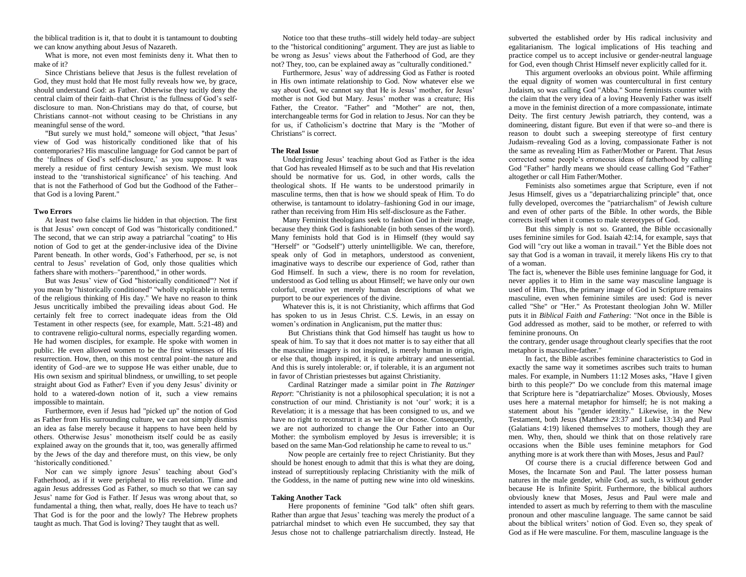the biblical tradition is it, that to doubt it is tantamount to doubting we can know anything about Jesus of Nazareth.

What is more, not even most feminists deny it. What then to make of it?

Since Christians believe that Jesus is the fullest revelation of God, they must hold that He most fully reveals how we, by grace, should understand God: as Father. Otherwise they tacitly deny the central claim of their faith–that Christ is the fullness of God's self-disclosure to man. Non-Christians may do that, of course, but Christians cannot–not without ceasing to be Christians in any meaningful sense of the word.

"But surely we must hold," someone will object, "that Jesus' view of God was historically conditioned like that of his contemporaries? His masculine language for God cannot be part of the 'fullness of God's self-disclosure,' as you suppose. It was merely a residue of first century Jewish sexism. We must look instead to the 'transhistorical significance' of his teaching. And that is not the Fatherhood of God but the Godhood of the Father–that God is a loving Parent."

### Two Errors

At least two false claims lie hidden in that objection. The first is that Jesus' own concept of God was "historically conditioned." The second, that we can strip away a patriarchal "coating" to His notion of God to get at the gender-inclusive idea of the Divine Parent beneath. In other words, God's Fatherhood, per se, is not central to Jesus' revelation of God, only those qualities which fathers share with mothers–"parenthood," in other words.

But was Jesus' view of God "historically conditioned"? Not if you mean by "historically conditioned" "wholly explicable in terms of the religious thinking of His day." We have no reason to think Jesus uncritically imbibed the prevailing ideas about God. He certainly felt free to correct inadequate ideas from the Old Testament in other respects (see, for example, Matt. 5:21-48) and to contravene religio-cultural norms, especially regarding women. He had women disciples, for example. He spoke with women in public. He even allowed women to be the first witnesses of His resurrection. How, then, on this most central point–the nature and identity of God–are we to suppose He was either unable, due to His own sexism and spiritual blindness, or unwilling, to set people straight about God as Father? Even if you deny Jesus' divinity or hold to a watered-down notion of it, such a view remains impossible to maintain.

Furthermore, even if Jesus had "picked up" the notion of God as Father from His surrounding culture, we can not simply dismiss an idea as false merely because it happens to have been held by others. Otherwise Jesus' monotheism itself could be as easily explained away on the grounds that it, too, was generally affirmed by the Jews of the day and therefore must, on this view, be only 'historically conditioned.'

Nor can we simply ignore Jesus' teaching about God's Fatherhood, as if it were peripheral to His revelation. Time and again Jesus addresses God as Father, so much so that we can say Jesus' name for God is Father. If Jesus was wrong about that, so fundamental a thing, then what, really, does He have to teach us? That God is for the poor and the lowly? The Hebrew prophets taught as much. That God is loving? They taught that as well.

Notice too that these truths–still widely held today–are subject to the "historical conditioning" argument. They are just as liable to be wrong as Jesus' views about the Fatherhood of God, are they not? They, too, can be explained away as "culturally conditioned."

Furthermore, Jesus' way of addressing God as Father is rooted in His own intimate relationship to God. Now whatever else we say about God, we cannot say that He is Jesus' mother, for Jesus' mother is not God but Mary. Jesus' mother was a creature; His Father, the Creator. "Father" and "Mother" are not, then, interchangeable terms for God in relation to Jesus. Nor can they be for us, if Catholicism's doctrine that Mary is the "Mother of Christians" is correct.

### The Real Issue

Undergirding Jesus' teaching about God as Father is the idea that God has revealed Himself as to be such and that His revelation should be normative for us. God, in other words, calls the theological shots. If He wants to be understood primarily in masculine terms, then that is how we should speak of Him. To do otherwise, is tantamount to idolatry–fashioning God in our image, rather than receiving from Him His self-disclosure as the Father.

Many Feminist theologians seek to fashion God in their image, because they think God is fashionable (in both senses of the word). Many feminists hold that God is in Himself (they would say "Herself" or "Godself") utterly unintelligible. We can, therefore, speak only of God in metaphors, understood as convenient, imaginative ways to describe our experience of God, rather than God Himself. In such a view, there is no room for revelation, understood as God telling us about Himself; we have only our own colorful, creative yet merely human descriptions of what we purport to be our experiences of the divine.

Whatever this is, it is not Christianity, which affirms that God has spoken to us in Jesus Christ. C.S. Lewis, in an essay on women's ordination in Anglicanism, put the matter thus:

But Christians think that God himself has taught us how to speak of him. To say that it does not matter is to say either that all the masculine imagery is not inspired, is merely human in origin, or else that, though inspired, it is quite arbitrary and unessential. And this is surely intolerable: or, if tolerable, it is an argument not in favor of Christian priestesses but against Christianity.

Cardinal Ratzinger made a similar point in *The Ratzinger Report*: "Christianity is not a philosophical speculation; it is not a construction of our mind. Christianity is not 'our' work; it is a Revelation; it is a message that has been consigned to us, and we have no right to reconstruct it as we like or choose. Consequently, we are not authorized to change the Our Father into an Our Mother: the symbolism employed by Jesus is irreversible; it is based on the same Man-God relationship he came to reveal to us."

Now people are certainly free to reject Christianity. But they should be honest enough to admit that this is what they are doing, instead of surreptitiously replacing Christianity with the milk of the Goddess, in the name of putting new wine into old wineskins.

### Taking Another Tack

Here proponents of feminine "God talk" often shift gears. Rather than argue that Jesus' teaching was merely the product of a patriarchal mindset to which even He succumbed, they say that Jesus chose not to challenge patriarchalism directly. Instead, He subverted the established order by His radical inclusivity and egalitarianism. The logical implications of His teaching and practice compel us to accept inclusive or gender-neutral language for God, even though Christ Himself never explicitly called for it.

This argument overlooks an obvious point. While affirming the equal dignity of women was countercultural in first century Judaism, so was calling God "Abba." Some feminists counter with the claim that the very idea of a loving Heavenly Father was itself a move in the feminist direction of a more compassionate, intimate Deity. The first century Jewish patriarch, they contend, was a domineering, distant figure. But even if that were so–and there is reason to doubt such a sweeping stereotype of first century Judaism–revealing God as a loving, compassionate Father is not the same as revealing Him as Father/Mother or Parent. That Jesus corrected some people's erroneous ideas of fatherhood by calling God "Father" hardly means we should cease calling God "Father" altogether or call Him Father/Mother.

Feminists also sometimes argue that Scripture, even if not Jesus Himself, gives us a "depatriarchalizing principle" that, once fully developed, overcomes the "patriarchalism" of Jewish culture and even of other parts of the Bible. In other words, the Bible corrects itself when it comes to male stereotypes of God.

But this simply is not so. Granted, the Bible occasionally uses feminine similes for God. Isaiah 42:14, for example, says that God will "cry out like a woman in travail." Yet the Bible does not say that God is a woman in travail, it merely likens His cry to that of a woman.

The fact is, whenever the Bible uses feminine language for God, it never applies it to Him in the same way masculine language is used of Him. Thus, the primary image of God in Scripture remains masculine, even when feminine similes are used: God is never called "She" or "Her." As Protestant theologian John W. Miller puts it in *Biblical Faith and Fathering*: "Not once in the Bible is God addressed as mother, said to be mother, or referred to with feminine pronouns. On the contrary, gender usage throughout clearly specifies that the root metaphor is masculine-father."

In fact, the Bible ascribes feminine characteristics to God in exactly the same way it sometimes ascribes such traits to human males. For example, in Numbers 11:12 Moses asks, "Have I given birth to this people?" Do we conclude from this maternal image that Scripture here is "depatriarchalize" Moses. Obviously, Moses uses here a maternal metaphor for himself; he is not making a statement about his "gender identity." Likewise, in the New Testament, both Jesus (Matthew 23:37 and Luke 13:34) and Paul (Galatians 4:19) likened themselves to mothers, though they are men. Why, then, should we think that on those relatively rare occasions when the Bible uses feminine metaphors for God anything more is at work there than with Moses, Jesus and Paul?

Of course there is a crucial difference between God and Moses, the Incarnate Son and Paul. The latter possess human natures in the male gender, while God, as such, is without gender because He is Infinite Spirit. Furthermore, the biblical authors obviously knew that Moses, Jesus and Paul were male and intended to assert as much by referring to them with the masculine pronoun and other masculine language. The same cannot be said about the biblical writers' notion of God. Even so, they speak of God as if He were masculine. For them, masculine language is the